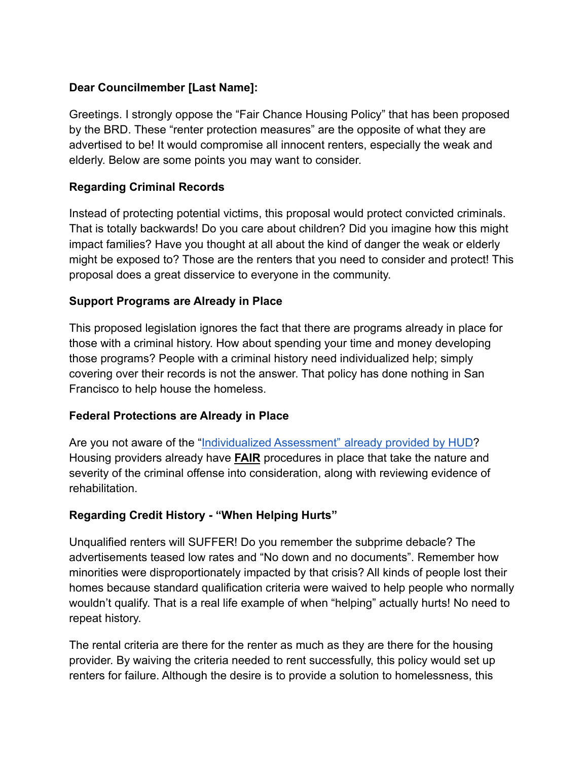**Dear Councilmember [Last Name]:**

Greetings. I strongly oppose the "Fair Chance Housing Policy" that has been proposed by the BRD. These "renter protection measures" are the opposite of what they are advertised to be! It would compromise all innocent renters, especially the weak and elderly. Below are some points you may want to consider.

**Regarding Criminal Records**

Instead of protecting potential victims, this proposal would protect convicted criminals. That is totally backwards! Do you care about children? Did you imagine how this might impact families? Have you thought at all about the kind of danger the weak or elderly might be exposed to? Those are the renters that you need to consider and protect! This proposal does a great disservice to everyone in the community.

**Support Programs are Already in Place**

This proposed legislation ignores the fact that there are programs already in place for those with a criminal history. How about spending your time and money developing those programs? People with a criminal history need individualized help; simply covering over their records is not the answer. That policy has done nothing in San Francisco to help house the homeless.

**Federal Protections are Already in Place**

Are you not aware of the "Individualized Assessment" already provided by HUD? Housing providers already have **FAIR** procedures in place that take the nature and severity of the criminal offense into consideration, along with reviewing evidence of rehabilitation.

**Regarding Credit History - "When Helping Hurts"**

Unqualified renters will SUFFER! Do you remember the subprime debacle? The advertisements teased low rates and "No down and no documents". Remember how minorities were disproportionately impacted by that crisis? All kinds of people lost their homes because standard qualification criteria were waived to help people who normally wouldn't qualify. That is a real life example of when "helping" actually hurts! No need to repeat history.

The rental criteria are there for the renter as much as they are there for the housing provider. By waiving the criteria needed to rent successfully, this policy would set up renters for failure. Although the desire is to provide a solution to homelessness, this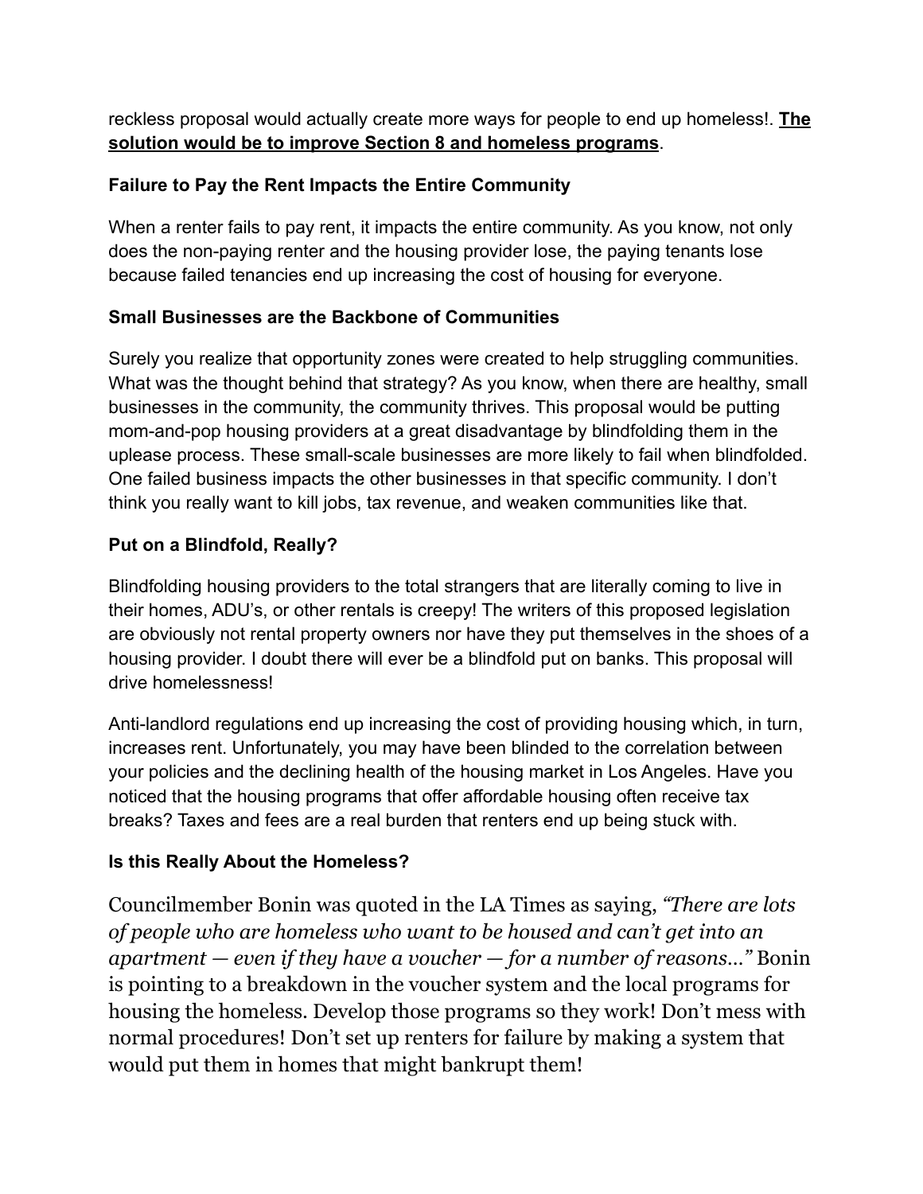reckless proposal would actually create more ways for people to end up homeless!. **The solution would be to improve Section 8 and homeless programs**.

### Failure to Pay the Rent Impacts the Entire Community

When a renter fails to pay rent, it impacts the entire community. As you know, not only does the non-paying renter and the housing provider lose, the paying tenants lose because failed tenancies end up increasing the cost of housing for everyone.

### Small Businesses are the Backbone of Communities

Surely you realize that opportunity zones were created to help struggling communities. What was the thought behind that strategy? As you know, when there are healthy, small businesses in the community, the community thrives. This proposal would be putting mom-and-pop housing providers at a great disadvantage by blindfolding them in the uplease process. These small-scale businesses are more likely to fail when blindfolded. One failed business impacts the other businesses in that specific community. I don't think you really want to kill jobs, tax revenue, and weaken communities like that.

### Put on a Blindfold, Really?

Blindfolding housing providers to the total strangers that are literally coming to live in their homes, ADU's, or other rentals is creepy! The writers of this proposed legislation are obviously not rental property owners nor have they put themselves in the shoes of a housing provider. I doubt there will ever be a blindfold put on banks. This proposal will drive homelessness!

Anti-landlord regulations end up increasing the cost of providing housing which, in turn, increases rent. Unfortunately, you may have been blinded to the correlation between your policies and the declining health of the housing market in Los Angeles. Have you noticed that the housing programs that offer affordable housing often receive tax breaks? Taxes and fees are a real burden that renters end up being stuck with.

### Is this Really About the Homeless?

Councilmember Bonin was quoted in the LA Times as saying, *"There are lots of people who are homeless who want to be housed and can't get into an apartment — even if they have a voucher — for a number of reasons..."* Bonin is pointing to a breakdown in the voucher system and the local programs for housing the homeless. Develop those programs so they work! Don't mess with normal procedures! Don't set up renters for failure by making a system that would put them in homes that might bankrupt them!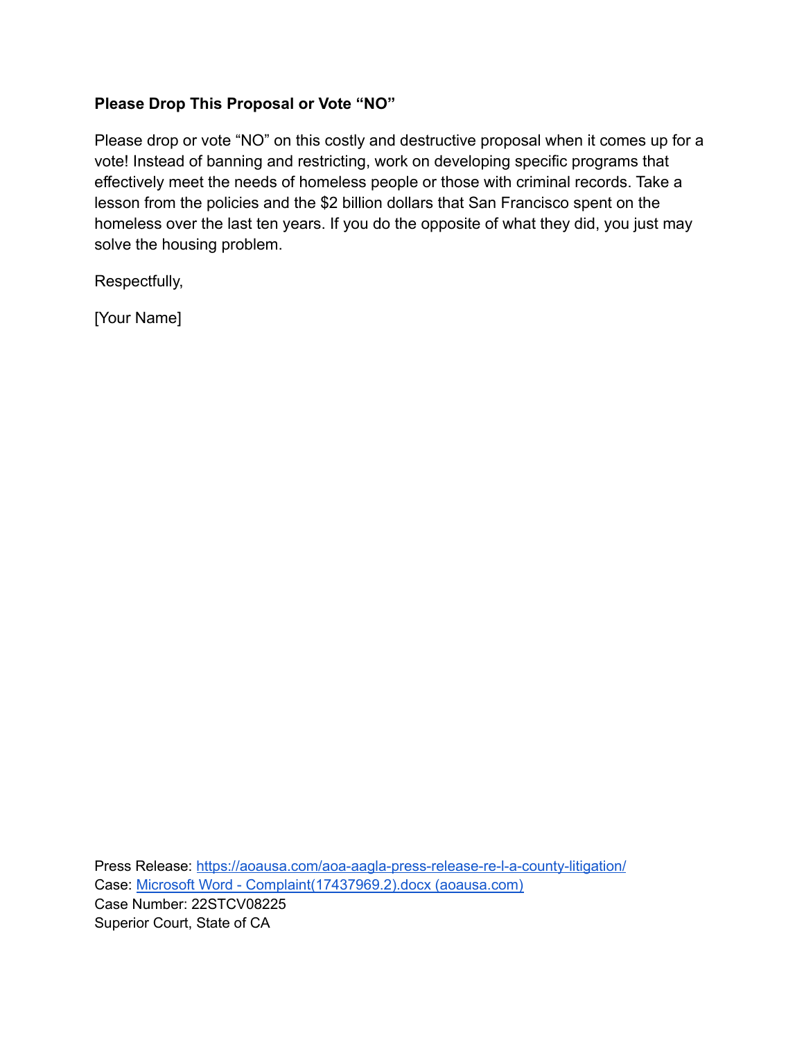**Please Drop This Proposal or Vote "NO"**

Please drop or vote "NO" on this costly and destructive proposal when it comes up for a vote! Instead of banning and restricting, work on developing specific programs that effectively meet the needs of homeless people or those with criminal records. Take a lesson from the policies and the $2 billion dollars that San Francisco spent on the homeless over the last ten years. If you do the opposite of what they did, you just may solve the housing problem.

Respectfully,

[Your Name]

Press Release: [https://aoausa.com/aoa-aagla-press-release-re-l-a-county-litigation/](https://aoausa.com/aoa-aagla-press-release-re-l-a-county-litigation/)
Case: Microsoft Word - Complaint(17437969.2).docx (aoausa.com)
Case Number: 22STCV08225
Superior Court, State of CA